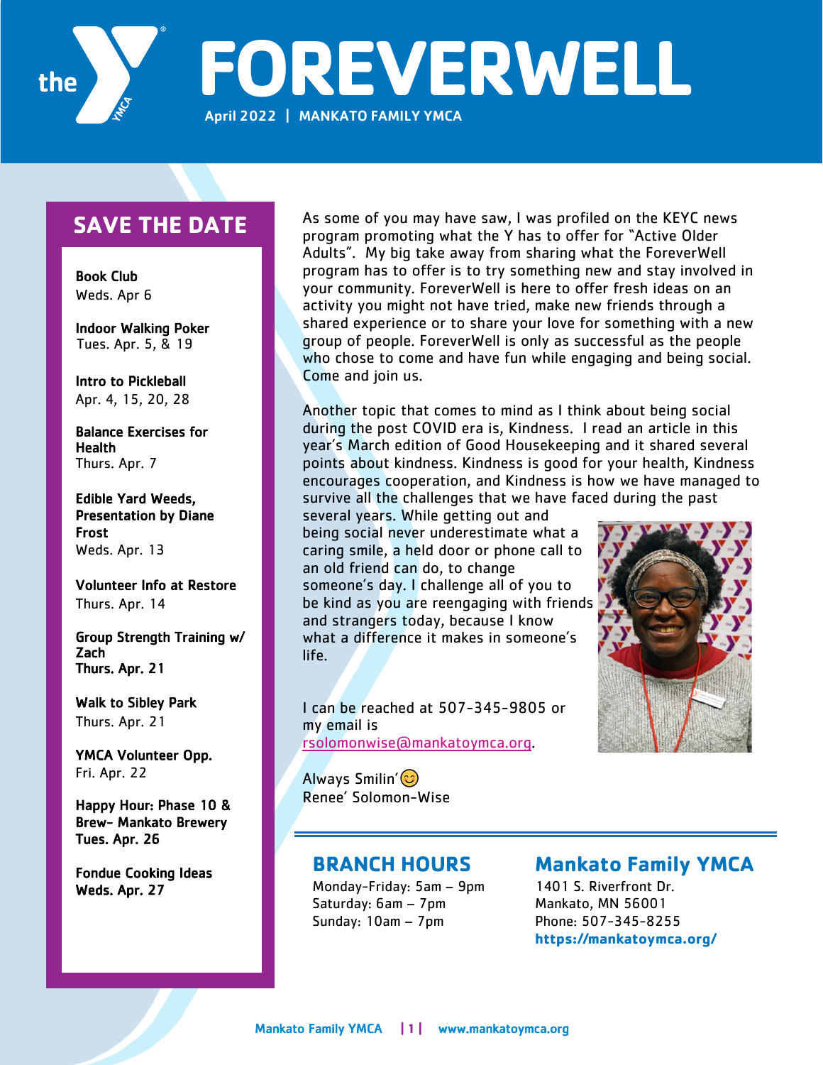# FOREVERWELL

April 2022 | MANKATO FAMILY YMCA

## SAVE THE DATE

**Book Club**
Weds. Apr 6

**Indoor Walking Poker**
Tues. Apr. 5, & 19

**Intro to Pickleball**
Apr. 4, 15, 20, 28

**Balance Exercises for Health**
Thurs. Apr. 7

**Edible Yard Weeds, Presentation by Diane Frost**
Weds. Apr. 13

**Volunteer Info at Restore**
Thurs. Apr. 14

**Group Strength Training w/ Zach**
**Thurs. Apr. 21**

**Walk to Sibley Park**
Thurs. Apr. 21

**YMCA Volunteer Opp.**
Fri. Apr. 22

**Happy Hour: Phase 10 & Brew- Mankato Brewery**
**Tues. Apr. 26**

**Fondue Cooking Ideas**
**Weds. Apr. 27**

As some of you may have saw, I was profiled on the KEYC news program promoting what the Y has to offer for "Active Older Adults". My big take away from sharing what the ForeverWell program has to offer is to try something new and stay involved in your community. ForeverWell is here to offer fresh ideas on an activity you might not have tried, make new friends through a shared experience or to share your love for something with a new group of people. ForeverWell is only as successful as the people who chose to come and have fun while engaging and being social. Come and join us.

Another topic that comes to mind as I think about being social during the post COVID era is, Kindness. I read an article in this year's March edition of Good Housekeeping and it shared several points about kindness. Kindness is good for your health, Kindness encourages cooperation, and Kindness is how we have managed to survive all the challenges that we have faced during the past several years. While getting out and being social never underestimate what a caring smile, a held door or phone call to an old friend can do, to change someone's day. I challenge all of you to be kind as you are reengaging with friends and strangers today, because I know what a difference it makes in someone's life.

I can be reached at 507-345-9805 or my email is rsolomonwise@mankatoymca.org.

Always Smilin' 😊
Renee' Solomon-Wise

## BRANCH HOURS

Monday-Friday: 5am – 9pm
Saturday: 6am – 7pm
Sunday: 10am – 7pm

## Mankato Family YMCA

1401 S. Riverfront Dr.
Mankato, MN 56001
Phone: 507-345-8255
**https://mankatoymca.org/**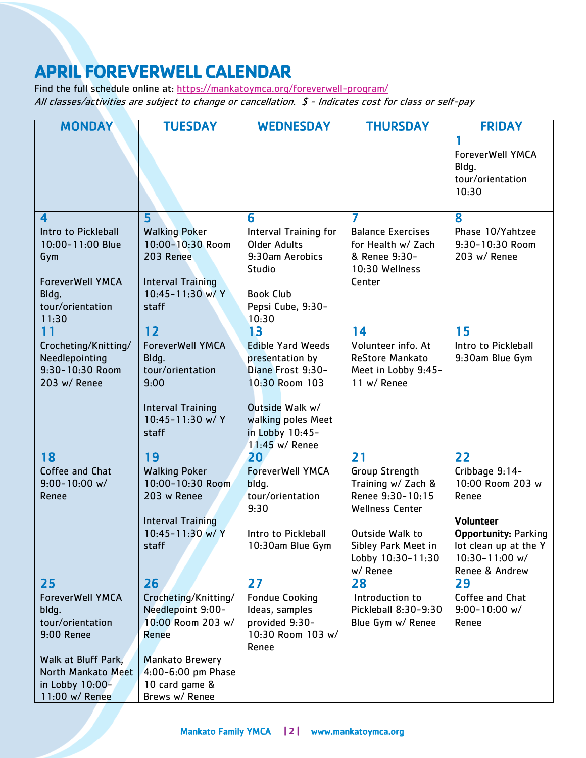# APRIL FOREVERWELL CALENDAR

Find the full schedule online at: https://mankatoymca.org/foreverwell-program/

*All classes/activities are subject to change or cancellation. $ - Indicates cost for class or self-pay*

| MONDAY | TUESDAY | WEDNESDAY | THURSDAY | FRIDAY |
|---|---|---|---|---|
| | | | | **1** ForeverWell YMCA Bldg. tour/orientation 10:30 |
| **4** Intro to Pickleball 10:00-11:00 Blue Gym<br><br>ForeverWell YMCA Bldg. tour/orientation 11:30 | **5** Walking Poker 10:00-10:30 Room 203 Renee<br><br>Interval Training 10:45-11:30 w/ Y staff | **6** Interval Training for Older Adults 9:30am Aerobics Studio<br><br>Book Club Pepsi Cube, 9:30-10:30 | **7** Balance Exercises for Health w/ Zach & Renee 9:30-10:30 Wellness Center | **8** Phase 10/Yahtzee 9:30-10:30 Room 203 w/ Renee |
| **11** Crocheting/Knitting/ Needlepointing 9:30-10:30 Room 203 w/ Renee | **12** ForeverWell YMCA Bldg. tour/orientation 9:00<br><br>Interval Training 10:45-11:30 w/ Y staff | **13** Edible Yard Weeds presentation by Diane Frost 9:30-10:30 Room 103<br><br>Outside Walk w/ walking poles Meet in Lobby 10:45-11:45 w/ Renee | **14** Volunteer info. At ReStore Mankato Meet in Lobby 9:45-11 w/ Renee | **15** Intro to Pickleball 9:30am Blue Gym |
| **18** Coffee and Chat 9:00-10:00 w/ Renee | **19** Walking Poker 10:00-10:30 Room 203 w Renee<br><br>Interval Training 10:45-11:30 w/ Y staff | **20** ForeverWell YMCA bldg. tour/orientation 9:30<br><br>Intro to Pickleball 10:30am Blue Gym | **21** Group Strength Training w/ Zach & Renee 9:30-10:15 Wellness Center<br><br>Outside Walk to Sibley Park Meet in Lobby 10:30-11:30 w/ Renee | **22** Cribbage 9:14-10:00 Room 203 w Renee<br><br>**Volunteer Opportunity:** Parking lot clean up at the Y 10:30-11:00 w/ Renee & Andrew |
| **25** ForeverWell YMCA bldg. tour/orientation 9:00 Renee<br><br>Walk at Bluff Park, North Mankato Meet in Lobby 10:00-11:00 w/ Renee | **26** Crocheting/Knitting/ Needlepoint 9:00-10:00 Room 203 w/ Renee<br><br>Mankato Brewery 4:00-6:00 pm Phase 10 card game & Brews w/ Renee | **27** Fondue Cooking Ideas, samples provided 9:30-10:30 Room 103 w/ Renee | **28** Introduction to Pickleball 8:30-9:30 Blue Gym w/ Renee | **29** Coffee and Chat 9:00-10:00 w/ Renee |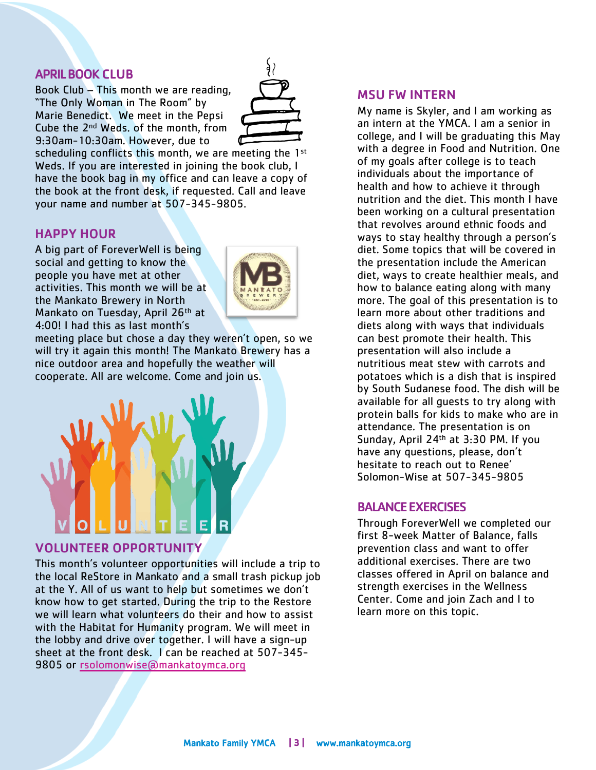## APRIL BOOK CLUB

Book Club – This month we are reading, "The Only Woman in The Room" by Marie Benedict. We meet in the Pepsi Cube the 2nd Weds. of the month, from 9:30am-10:30am. However, due to scheduling conflicts this month, we are meeting the 1st Weds. If you are interested in joining the book club, I have the book bag in my office and can leave a copy of the book at the front desk, if requested. Call and leave your name and number at 507-345-9805.

## HAPPY HOUR

A big part of ForeverWell is being social and getting to know the people you have met at other activities. This month we will be at the Mankato Brewery in North Mankato on Tuesday, April 26th at 4:00! I had this as last month's meeting place but chose a day they weren't open, so we will try it again this month! The Mankato Brewery has a nice outdoor area and hopefully the weather will cooperate. All are welcome. Come and join us.

## VOLUNTEER OPPORTUNITY

This month's volunteer opportunities will include a trip to the local ReStore in Mankato and a small trash pickup job at the Y. All of us want to help but sometimes we don't know how to get started. During the trip to the Restore we will learn what volunteers do their and how to assist with the Habitat for Humanity program. We will meet in the lobby and drive over together. I will have a sign-up sheet at the front desk. I can be reached at 507-345-9805 or rsolomonwise@mankatoymca.org

## MSU FW INTERN

My name is Skyler, and I am working as an intern at the YMCA. I am a senior in college, and I will be graduating this May with a degree in Food and Nutrition. One of my goals after college is to teach individuals about the importance of health and how to achieve it through nutrition and the diet. This month I have been working on a cultural presentation that revolves around ethnic foods and ways to stay healthy through a person's diet. Some topics that will be covered in the presentation include the American diet, ways to create healthier meals, and how to balance eating along with many more. The goal of this presentation is to learn more about other traditions and diets along with ways that individuals can best promote their health. This presentation will also include a nutritious meat stew with carrots and potatoes which is a dish that is inspired by South Sudanese food. The dish will be available for all guests to try along with protein balls for kids to make who are in attendance. The presentation is on Sunday, April 24th at 3:30 PM. If you have any questions, please, don't hesitate to reach out to Renee' Solomon-Wise at 507-345-9805

## BALANCE EXERCISES

Through ForeverWell we completed our first 8-week Matter of Balance, falls prevention class and want to offer additional exercises. There are two classes offered in April on balance and strength exercises in the Wellness Center. Come and join Zach and I to learn more on this topic.